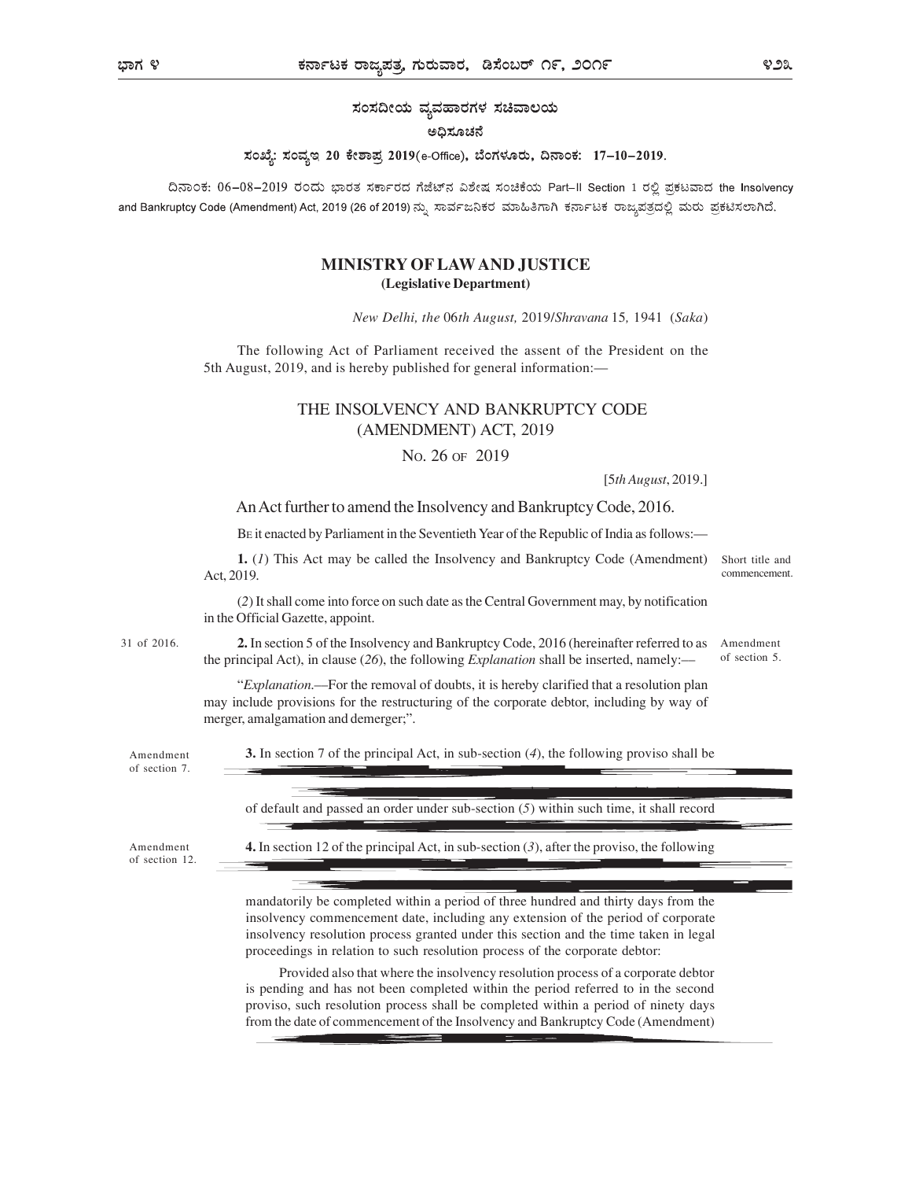ಸಂಸದೀಯ ವ್ಯವಹಾರಗಳ ಸಚಿವಾಲಯ

ಅಧಿಸೂಚನೆ

**ಸಂಖ್ಯೆ: ಸಂವ್ಯಇ 20 ಕೇಶಾಪ್ರ 2019(e-Office), ಬೆಂಗಳೂರು, ದಿನಾಂಕ: 17–10–2019.**

ದಿನಾಂಕ: 06–08–2019 ರಂದು ಭಾರತ ಸರ್ಕಾರದ ಗೆಜೆಟ್‌ನ ವಿಶೇಷ ಸಂಚಿಕೆಯ Part–II Section 1 ರಲ್ಲಿ ಪ್ರಕಟವಾದ the Insolvency and Bankruptcy Code (Amendment) Act, 2019 (26 of 2019) ನ್ನು ಸಾರ್ವಜನಿಕರ ಮಾಹಿತಿಗಾಗಿ ಕರ್ನಾಟಕ ರಾಜ್ಯಪತ್ರದಲ್ಲಿ ಮರು ಪ್ರಕಟಿಸಲಾಗಿದೆ.

## MINISTRY OF LAW AND JUSTICE

**(Legislative Department)**

*New Delhi, the* 06*th August,* 2019/*Shravana* 15, 1941 (*Saka*)

The following Act of Parliament received the assent of the President on the 5th August, 2019, and is hereby published for general information:—

## THE INSOLVENCY AND BANKRUPTCY CODE (AMENDMENT) ACT, 2019

No. 26 of 2019

[5*th August*, 2019.]

An Act further to amend the Insolvency and Bankruptcy Code, 2016.

Be it enacted by Parliament in the Seventieth Year of the Republic of India as follows:—

Short title and commencement.

**1.** (*1*) This Act may be called the Insolvency and Bankruptcy Code (Amendment) Act, 2019.

(*2*) It shall come into force on such date as the Central Government may, by notification in the Official Gazette, appoint.

31 of 2016.

Amendment of section 5.

**2.** In section 5 of the Insolvency and Bankruptcy Code, 2016 (hereinafter referred to as the principal Act), in clause (*26*), the following *Explanation* shall be inserted, namely:—

"*Explanation*.—For the removal of doubts, it is hereby clarified that a resolution plan may include provisions for the restructuring of the corporate debtor, including by way of merger, amalgamation and demerger;".

Amendment of section 7.

**3.** In section 7 of the principal Act, in sub-section (*4*), the following proviso shall be

of default and passed an order under sub-section (*5*) within such time, it shall record

Amendment of section 12.

**4.** In section 12 of the principal Act, in sub-section (*3*), after the proviso, the following

mandatorily be completed within a period of three hundred and thirty days from the insolvency commencement date, including any extension of the period of corporate insolvency resolution process granted under this section and the time taken in legal proceedings in relation to such resolution process of the corporate debtor:

Provided also that where the insolvency resolution process of a corporate debtor is pending and has not been completed within the period referred to in the second proviso, such resolution process shall be completed within a period of ninety days from the date of commencement of the Insolvency and Bankruptcy Code (Amendment)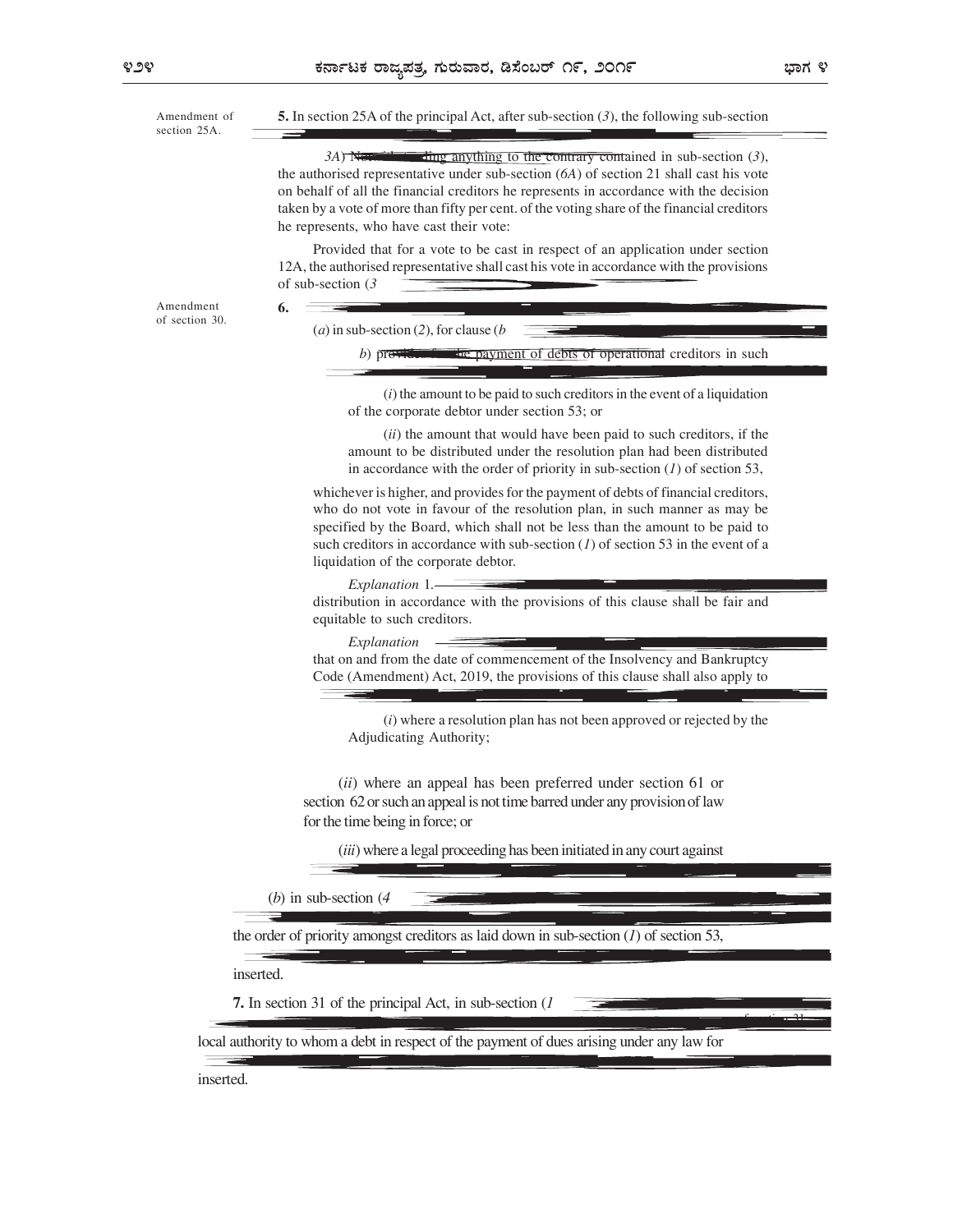Amendment of section 25A.

**5.** In section 25A of the principal Act, after sub-section (*3*), the following sub-section

3A) ~~Notwithstanding~~ anything to the contrary contained in sub-section (*3*), the authorised representative under sub-section (*6A*) of section 21 shall cast his vote on behalf of all the financial creditors he represents in accordance with the decision taken by a vote of more than fifty per cent. of the voting share of the financial creditors he represents, who have cast their vote:

Provided that for a vote to be cast in respect of an application under section 12A, the authorised representative shall cast his vote in accordance with the provisions of sub-section (*3*

Amendment of section 30.

**6.**

(*a*) in sub-section (*2*), for clause (*b*

*b*) provides for the payment of debts of operational creditors in such

(*i*) the amount to be paid to such creditors in the event of a liquidation of the corporate debtor under section 53; or

(*ii*) the amount that would have been paid to such creditors, if the amount to be distributed under the resolution plan had been distributed in accordance with the order of priority in sub-section (*1*) of section 53,

whichever is higher, and provides for the payment of debts of financial creditors, who do not vote in favour of the resolution plan, in such manner as may be specified by the Board, which shall not be less than the amount to be paid to such creditors in accordance with sub-section (*1*) of section 53 in the event of a liquidation of the corporate debtor.

*Explanation* 1.—

distribution in accordance with the provisions of this clause shall be fair and equitable to such creditors.

*Explanation*

that on and from the date of commencement of the Insolvency and Bankruptcy Code (Amendment) Act, 2019, the provisions of this clause shall also apply to

(*i*) where a resolution plan has not been approved or rejected by the Adjudicating Authority;

(*ii*) where an appeal has been preferred under section 61 or section 62 or such an appeal is not time barred under any provision of law for the time being in force; or

(*iii*) where a legal proceeding has been initiated in any court against

(*b*) in sub-section (*4*

the order of priority amongst creditors as laid down in sub-section (*1*) of section 53,

inserted.

**7.** In section 31 of the principal Act, in sub-section (*1*

local authority to whom a debt in respect of the payment of dues arising under any law for

inserted.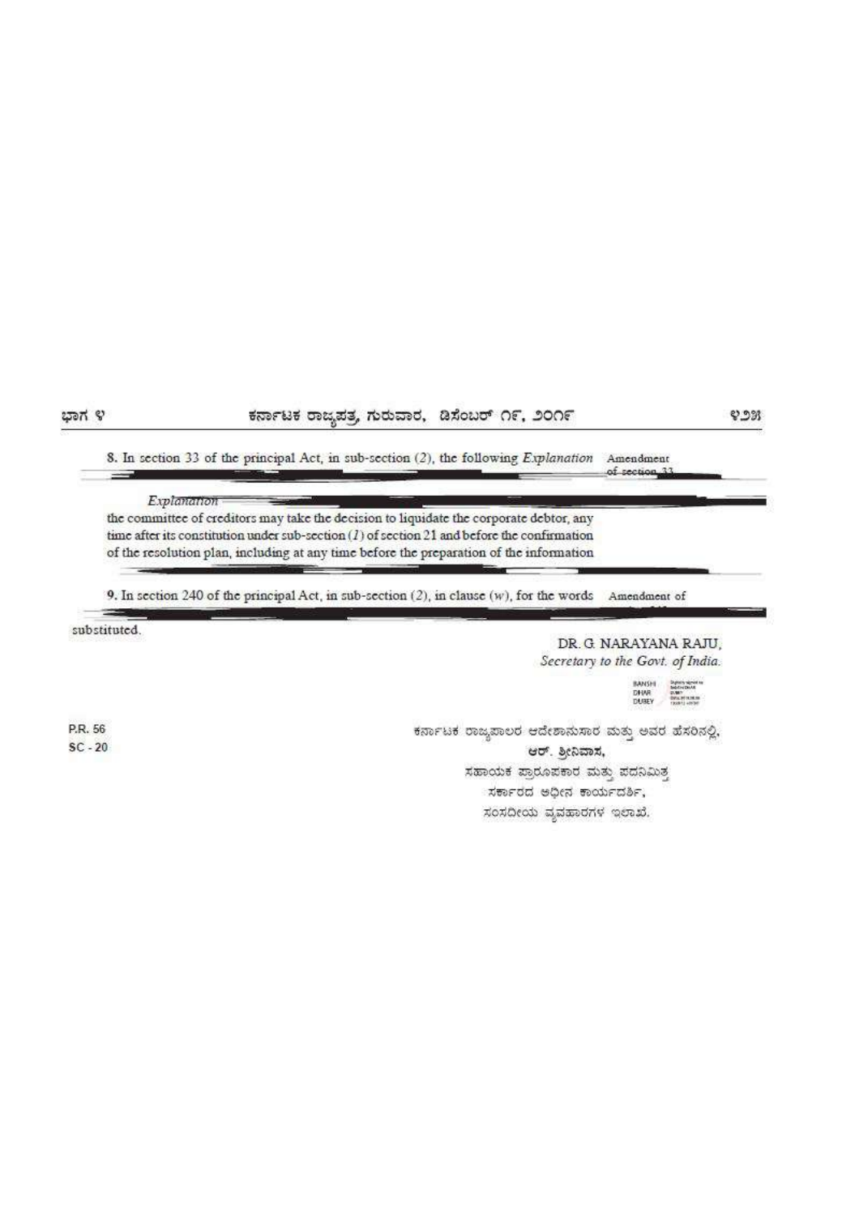8. In section 33 of the principal Act, in sub-section (2), the following *Explanation* — Amendment of section 33

*Explanation* —

the committee of creditors may take the decision to liquidate the corporate debtor, any time after its constitution under sub-section (1) of section 21 and before the confirmation of the resolution plan, including at any time before the preparation of the information

9. In section 240 of the principal Act, in sub-section (2), in clause (w), for the words — Amendment of

substituted.

DR. G. NARAYANA RAJU,
*Secretary to the Govt. of India.*

P.R. 56
SC - 20

ಕರ್ನಾಟಕ ರಾಜ್ಯಪಾಲರ ಆದೇಶಾನುಸಾರ ಮತ್ತು ಅವರ ಹೆಸರಿನಲ್ಲಿ,
ಆರ್. ಶ್ರೀನಿವಾಸ,
ಸಹಾಯಕ ಪ್ರಾರೂಪಕಾರ ಮತ್ತು ಪದನಿಮಿತ್ತ
ಸರ್ಕಾರದ ಅಧೀನ ಕಾರ್ಯದರ್ಶಿ,
ಸಂಸದೀಯ ವ್ಯವಹಾರಗಳ ಇಲಾಖೆ.